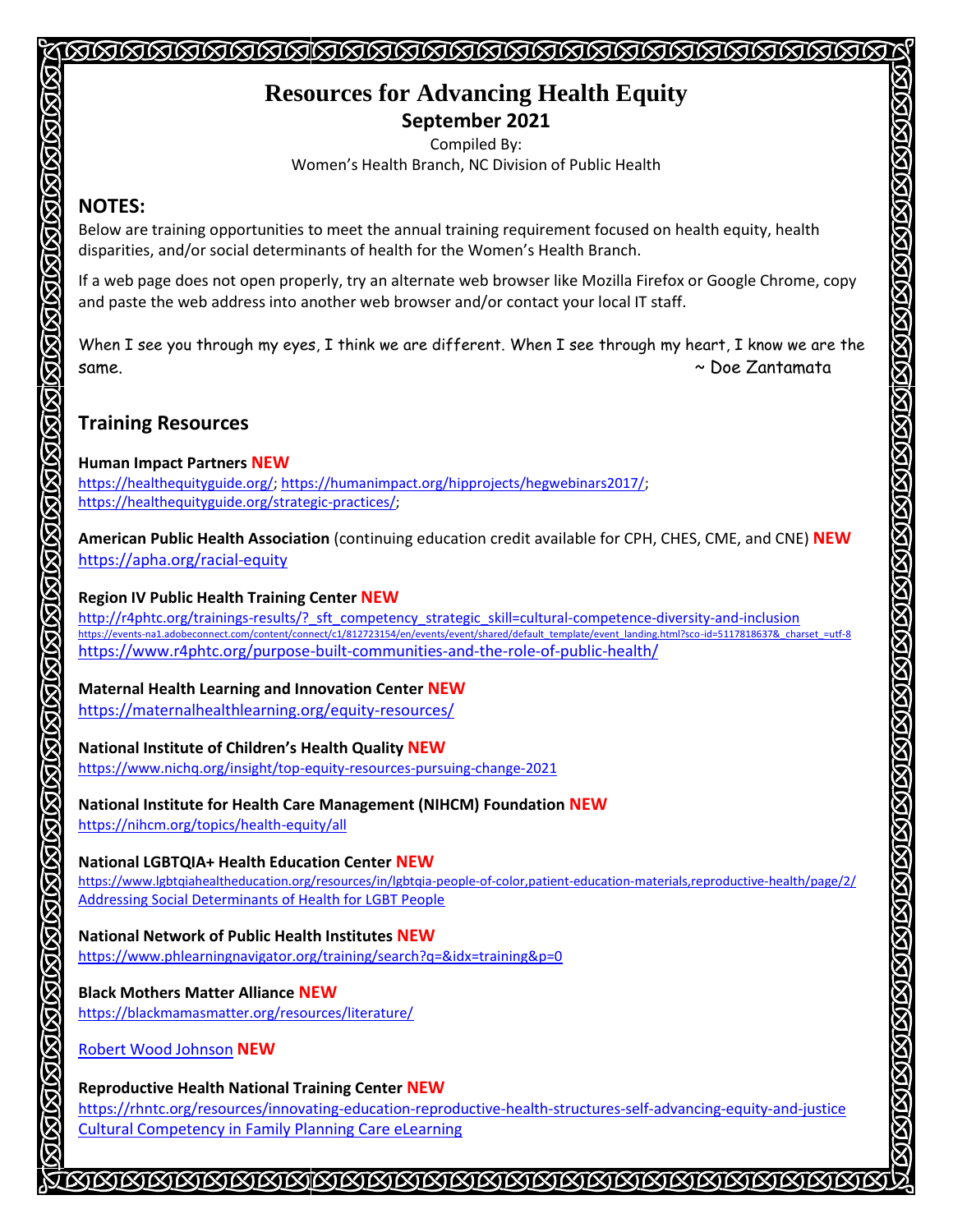# Resources for Advancing Health Equity

**September 2021**

Compiled By:
Women's Health Branch, NC Division of Public Health

## NOTES:

Below are training opportunities to meet the annual training requirement focused on health equity, health disparities, and/or social determinants of health for the Women's Health Branch.

If a web page does not open properly, try an alternate web browser like Mozilla Firefox or Google Chrome, copy and paste the web address into another web browser and/or contact your local IT staff.

When I see you through my eyes, I think we are different. When I see through my heart, I know we are the same. ~ Doe Zantamata

## Training Resources

**Human Impact Partners NEW**
https://healthequityguide.org/; https://humanimpact.org/hipprojects/hegwebinars2017/; https://healthequityguide.org/strategic-practices/;

**American Public Health Association** (continuing education credit available for CPH, CHES, CME, and CNE) **NEW**
https://apha.org/racial-equity

**Region IV Public Health Training Center NEW**
http://r4phtc.org/trainings-results/?_sft_competency_strategic_skill=cultural-competence-diversity-and-inclusion
https://events-na1.adobeconnect.com/content/connect/c1/812723154/en/events/event/shared/default_template/event_landing.html?sco-id=5117818637&_charset_=utf-8
https://www.r4phtc.org/purpose-built-communities-and-the-role-of-public-health/

**Maternal Health Learning and Innovation Center NEW**
https://maternalhealthlearning.org/equity-resources/

**National Institute of Children's Health Quality NEW**
https://www.nichq.org/insight/top-equity-resources-pursuing-change-2021

**National Institute for Health Care Management (NIHCM) Foundation NEW**
https://nihcm.org/topics/health-equity/all

**National LGBTQIA+ Health Education Center NEW**
https://www.lgbtqiahealtheducation.org/resources/in/lgbtqia-people-of-color,patient-education-materials,reproductive-health/page/2/
Addressing Social Determinants of Health for LGBT People

**National Network of Public Health Institutes NEW**
https://www.phlearningnavigator.org/training/search?q=&idx=training&p=0

**Black Mothers Matter Alliance NEW**
https://blackmamasmatter.org/resources/literature/

Robert Wood Johnson **NEW**

**Reproductive Health National Training Center NEW**
https://rhntc.org/resources/innovating-education-reproductive-health-structures-self-advancing-equity-and-justice
Cultural Competency in Family Planning Care eLearning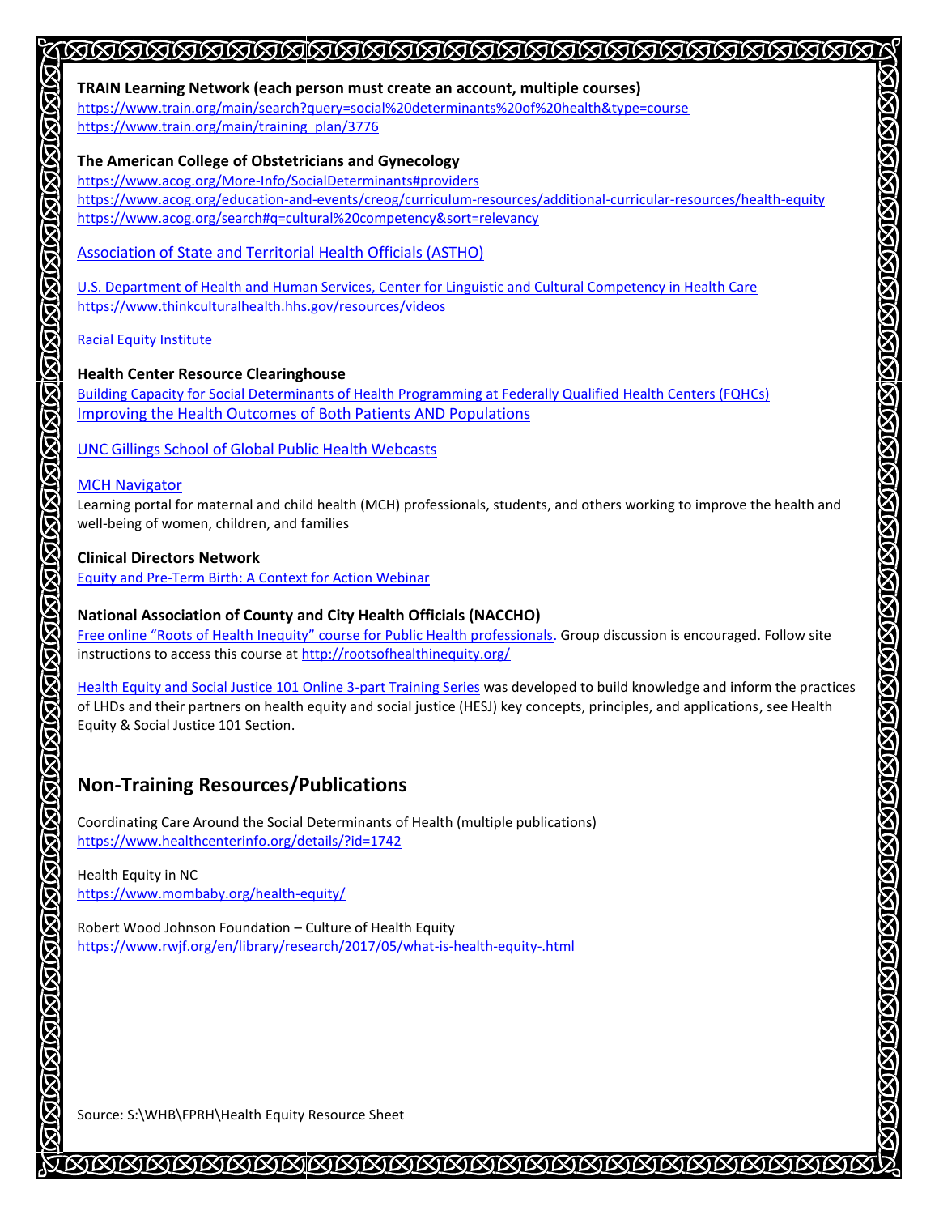**TRAIN Learning Network (each person must create an account, multiple courses)**
https://www.train.org/main/search?query=social%20determinants%20of%20health&type=course
https://www.train.org/main/training_plan/3776

**The American College of Obstetricians and Gynecology**
https://www.acog.org/More-Info/SocialDeterminants#providers
https://www.acog.org/education-and-events/creog/curriculum-resources/additional-curricular-resources/health-equity
https://www.acog.org/search#q=cultural%20competency&sort=relevancy

Association of State and Territorial Health Officials (ASTHO)

U.S. Department of Health and Human Services, Center for Linguistic and Cultural Competency in Health Care
https://www.thinkculturalhealth.hhs.gov/resources/videos

Racial Equity Institute

**Health Center Resource Clearinghouse**
Building Capacity for Social Determinants of Health Programming at Federally Qualified Health Centers (FQHCs)
Improving the Health Outcomes of Both Patients AND Populations

UNC Gillings School of Global Public Health Webcasts

MCH Navigator
Learning portal for maternal and child health (MCH) professionals, students, and others working to improve the health and well-being of women, children, and families

**Clinical Directors Network**
Equity and Pre-Term Birth: A Context for Action Webinar

**National Association of County and City Health Officials (NACCHO)**
Free online "Roots of Health Inequity" course for Public Health professionals. Group discussion is encouraged. Follow site instructions to access this course at http://rootsofhealthinequity.org/

Health Equity and Social Justice 101 Online 3-part Training Series was developed to build knowledge and inform the practices of LHDs and their partners on health equity and social justice (HESJ) key concepts, principles, and applications, see Health Equity & Social Justice 101 Section.

## Non-Training Resources/Publications

Coordinating Care Around the Social Determinants of Health (multiple publications)
https://www.healthcenterinfo.org/details/?id=1742

Health Equity in NC
https://www.mombaby.org/health-equity/

Robert Wood Johnson Foundation – Culture of Health Equity
https://www.rwjf.org/en/library/research/2017/05/what-is-health-equity-.html

Source: S:\WHB\FPRH\Health Equity Resource Sheet